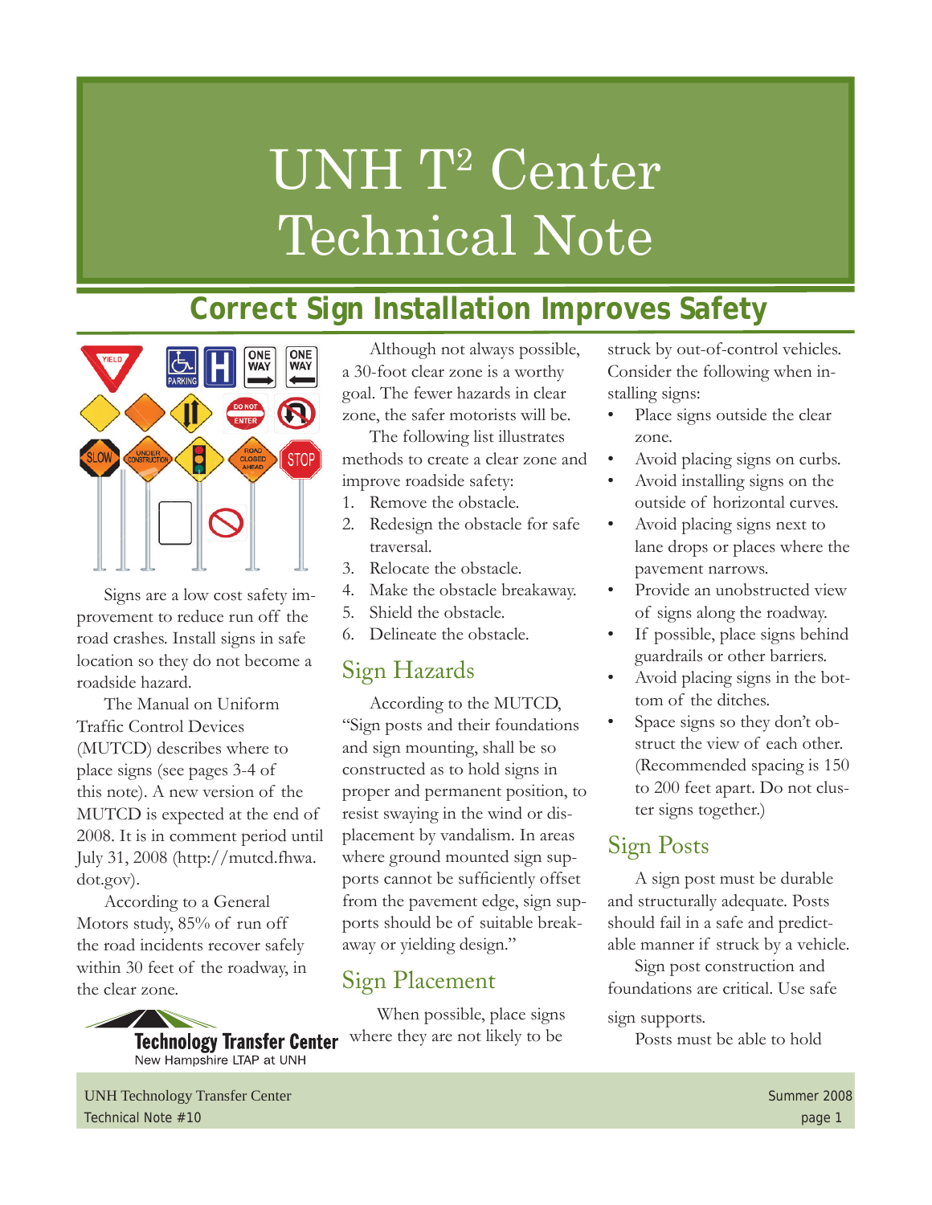# UNH T² Center Technical Note

## Correct Sign Installation Improves Safety

Signs are a low cost safety improvement to reduce run off the road crashes. Install signs in safe location so they do not become a roadside hazard.

The Manual on Uniform Traffic Control Devices (MUTCD) describes where to place signs (see pages 3-4 of this note). A new version of the MUTCD is expected at the end of 2008. It is in comment period until July 31, 2008 (http://mutcd.fhwa.dot.gov).

According to a General Motors study, 85% of run off the road incidents recover safely within 30 feet of the roadway, in the clear zone.

Technology Transfer Center
New Hampshire LTAP at UNH

Although not always possible, a 30-foot clear zone is a worthy goal. The fewer hazards in clear zone, the safer motorists will be.

The following list illustrates methods to create a clear zone and improve roadside safety:

1. Remove the obstacle.
2. Redesign the obstacle for safe traversal.
3. Relocate the obstacle.
4. Make the obstacle breakaway.
5. Shield the obstacle.
6. Delineate the obstacle.

### Sign Hazards

According to the MUTCD, "Sign posts and their foundations and sign mounting, shall be so constructed as to hold signs in proper and permanent position, to resist swaying in the wind or displacement by vandalism. In areas where ground mounted sign supports cannot be sufficiently offset from the pavement edge, sign supports should be of suitable breakaway or yielding design."

### Sign Placement

When possible, place signs where they are not likely to be struck by out-of-control vehicles. Consider the following when installing signs:

- Place signs outside the clear zone.
- Avoid placing signs on curbs.
- Avoid installing signs on the outside of horizontal curves.
- Avoid placing signs next to lane drops or places where the pavement narrows.
- Provide an unobstructed view of signs along the roadway.
- If possible, place signs behind guardrails or other barriers.
- Avoid placing signs in the bottom of the ditches.
- Space signs so they don't obstruct the view of each other. (Recommended spacing is 150 to 200 feet apart. Do not cluster signs together.)

### Sign Posts

A sign post must be durable and structurally adequate. Posts should fail in a safe and predictable manner if struck by a vehicle.

Sign post construction and foundations are critical. Use safe sign supports.

Posts must be able to hold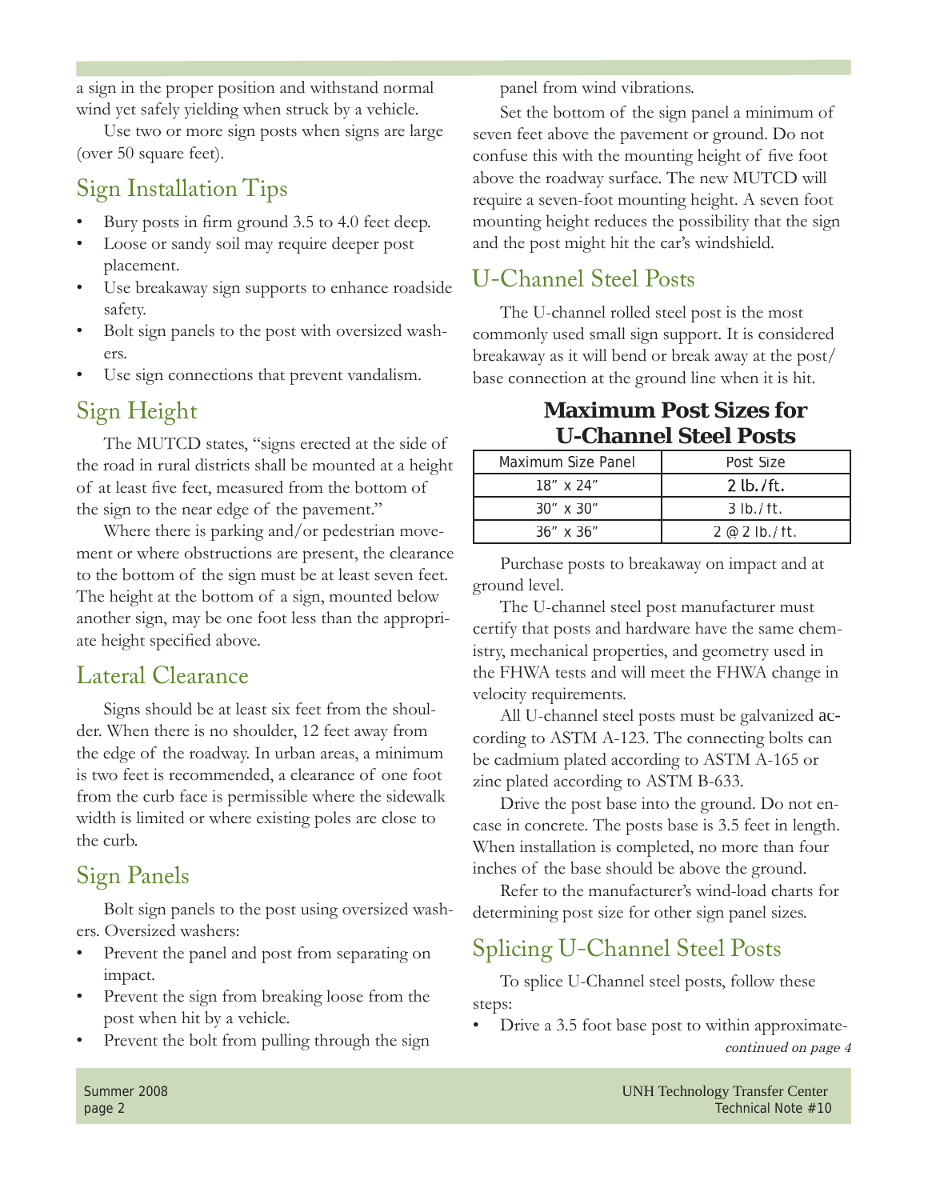a sign in the proper position and withstand normal wind yet safely yielding when struck by a vehicle.

Use two or more sign posts when signs are large (over 50 square feet).

## Sign Installation Tips

- Bury posts in firm ground 3.5 to 4.0 feet deep.
- Loose or sandy soil may require deeper post placement.
- Use breakaway sign supports to enhance roadside safety.
- Bolt sign panels to the post with oversized washers.
- Use sign connections that prevent vandalism.

## Sign Height

The MUTCD states, "signs erected at the side of the road in rural districts shall be mounted at a height of at least five feet, measured from the bottom of the sign to the near edge of the pavement."

Where there is parking and/or pedestrian movement or where obstructions are present, the clearance to the bottom of the sign must be at least seven feet. The height at the bottom of a sign, mounted below another sign, may be one foot less than the appropriate height specified above.

## Lateral Clearance

Signs should be at least six feet from the shoulder. When there is no shoulder, 12 feet away from the edge of the roadway. In urban areas, a minimum is two feet is recommended, a clearance of one foot from the curb face is permissible where the sidewalk width is limited or where existing poles are close to the curb.

## Sign Panels

Bolt sign panels to the post using oversized washers. Oversized washers:

- Prevent the panel and post from separating on impact.
- Prevent the sign from breaking loose from the post when hit by a vehicle.
- Prevent the bolt from pulling through the sign panel from wind vibrations.

Set the bottom of the sign panel a minimum of seven feet above the pavement or ground. Do not confuse this with the mounting height of five foot above the roadway surface. The new MUTCD will require a seven-foot mounting height. A seven foot mounting height reduces the possibility that the sign and the post might hit the car's windshield.

## U-Channel Steel Posts

The U-channel rolled steel post is the most commonly used small sign support. It is considered breakaway as it will bend or break away at the post/base connection at the ground line when it is hit.

**Maximum Post Sizes for U-Channel Steel Posts**

| Maximum Size Panel | Post Size |
|---|---|
| 18" x 24" | 2 lb./ft. |
| 30" x 30" | 3 lb./ft. |
| 36" x 36" | 2 @ 2 lb./ft. |

Purchase posts to breakaway on impact and at ground level.

The U-channel steel post manufacturer must certify that posts and hardware have the same chemistry, mechanical properties, and geometry used in the FHWA tests and will meet the FHWA change in velocity requirements.

All U-channel steel posts must be galvanized according to ASTM A-123. The connecting bolts can be cadmium plated according to ASTM A-165 or zinc plated according to ASTM B-633.

Drive the post base into the ground. Do not encase in concrete. The posts base is 3.5 feet in length. When installation is completed, no more than four inches of the base should be above the ground.

Refer to the manufacturer's wind-load charts for determining post size for other sign panel sizes.

## Splicing U-Channel Steel Posts

To splice U-Channel steel posts, follow these steps:

- Drive a 3.5 foot base post to within approximate-

*continued on page 4*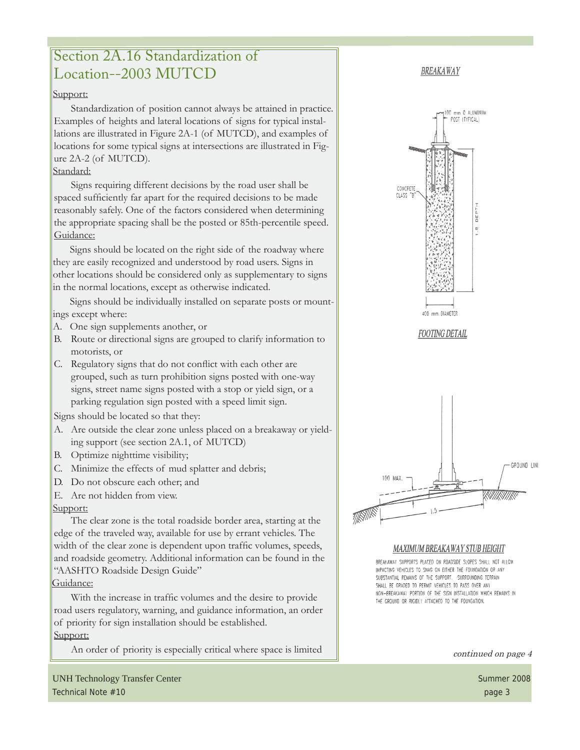# Section 2A.16 Standardization of Location--2003 MUTCD

Support:

Standardization of position cannot always be attained in practice. Examples of heights and lateral locations of signs for typical installations are illustrated in Figure 2A-1 (of MUTCD), and examples of locations for some typical signs at intersections are illustrated in Figure 2A-2 (of MUTCD).

Standard:

Signs requiring different decisions by the road user shall be spaced sufficiently far apart for the required decisions to be made reasonably safely. One of the factors considered when determining the appropriate spacing shall be the posted or 85th-percentile speed.

Guidance:

Signs should be located on the right side of the roadway where they are easily recognized and understood by road users. Signs in other locations should be considered only as supplementary to signs in the normal locations, except as otherwise indicated.

Signs should be individually installed on separate posts or mountings except where:

A. One sign supplements another, or
B. Route or directional signs are grouped to clarify information to motorists, or
C. Regulatory signs that do not conflict with each other are grouped, such as turn prohibition signs posted with one-way signs, street name signs posted with a stop or yield sign, or a parking regulation sign posted with a speed limit sign.

Signs should be located so that they:

A. Are outside the clear zone unless placed on a breakaway or yielding support (see section 2A.1, of MUTCD)
B. Optimize nighttime visibility;
C. Minimize the effects of mud splatter and debris;
D. Do not obscure each other; and
E. Are not hidden from view.

Support:

The clear zone is the total roadside border area, starting at the edge of the traveled way, available for use by errant vehicles. The width of the clear zone is dependent upon traffic volumes, speeds, and roadside geometry. Additional information can be found in the "AASHTO Roadside Design Guide"

Guidance:

With the increase in traffic volumes and the desire to provide road users regulatory, warning, and guidance information, an order of priority for sign installation should be established.

Support:

An order of priority is especially critical where space is limited

BREAKAWAY

100 mm Ø ALUMINUM POST (TYPICAL)

CONCRETE CLASS "B"

1.5 DEPTH

400 mm DIAMETER

FOOTING DETAIL

100 MAX.

GROUND LINE

1.5

MAXIMUM BREAKAWAY STUB HEIGHT

BREAKAWAY SUPPORTS PLACED ON ROADSIDE SLOPES SHALL NOT ALLOW IMPACTING VEHICLES TO SNAG ON EITHER THE FOUNDATION OR ANY SUBSTANTIAL REMAINS OF THE SUPPORT. SURROUNDING TERRAIN SHALL BE GRADED TO PERMIT VEHICLES TO PASS OVER ANY NON-BREAKAWAY PORTION OF THE SIGN INSTALLATION WHICH REMAINS IN THE GROUND OR RIGIDLY ATTACHED TO THE FOUNDATION.

*continued on page 4*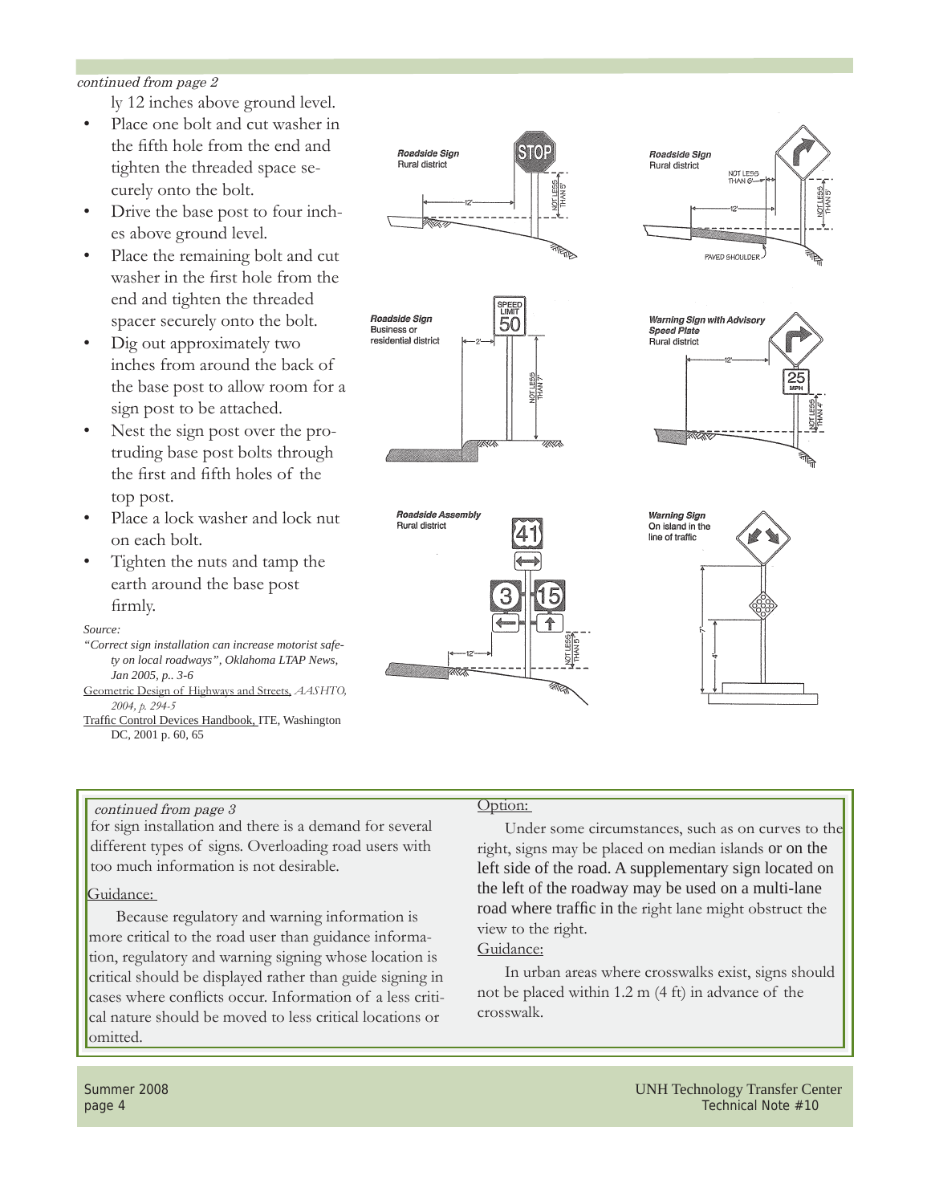*continued from page 2*

ly 12 inches above ground level.

- Place one bolt and cut washer in the fifth hole from the end and tighten the threaded space securely onto the bolt.
- Drive the base post to four inches above ground level.
- Place the remaining bolt and cut washer in the first hole from the end and tighten the threaded spacer securely onto the bolt.
- Dig out approximately two inches from around the back of the base post to allow room for a sign post to be attached.
- Nest the sign post over the protruding base post bolts through the first and fifth holes of the top post.
- Place a lock washer and lock nut on each bolt.
- Tighten the nuts and tamp the earth around the base post firmly.

*Source:*

*"Correct sign installation can increase motorist safety on local roadways", Oklahoma LTAP News, Jan 2005, p.. 3-6*

Geometric Design of Highways and Streets, *AASHTO, 2004, p. 294-5*

Traffic Control Devices Handbook, ITE, Washington DC, 2001 p. 60, 65

**Roadside Sign**
Rural district
STOP
12'
NOT LESS THAN 5'

**Roadside Sign**
Rural district
NOT LESS THAN 6'
12'
NOT LESS THAN 5'
PAVED SHOULDER

**Roadside Sign**
Business or residential district
SPEED LIMIT 50
2'
NOT LESS THAN 7'

**Warning Sign with Advisory Speed Plate**
Rural district
12'
25 MPH
NOT LESS THAN 4'

**Roadside Assembly**
Rural district
41
3
15
12'
NOT LESS THAN 5'

**Warning Sign**
On island in the line of traffic
7'
4'

*continued from page 3*

for sign installation and there is a demand for several different types of signs. Overloading road users with too much information is not desirable.

Guidance:

Because regulatory and warning information is more critical to the road user than guidance information, regulatory and warning signing whose location is critical should be displayed rather than guide signing in cases where conflicts occur. Information of a less critical nature should be moved to less critical locations or omitted.

Option:

Under some circumstances, such as on curves to the right, signs may be placed on median islands or on the left side of the road. A supplementary sign located on the left of the roadway may be used on a multi-lane road where traffic in the right lane might obstruct the view to the right.

Guidance:

In urban areas where crosswalks exist, signs should not be placed within 1.2 m (4 ft) in advance of the crosswalk.